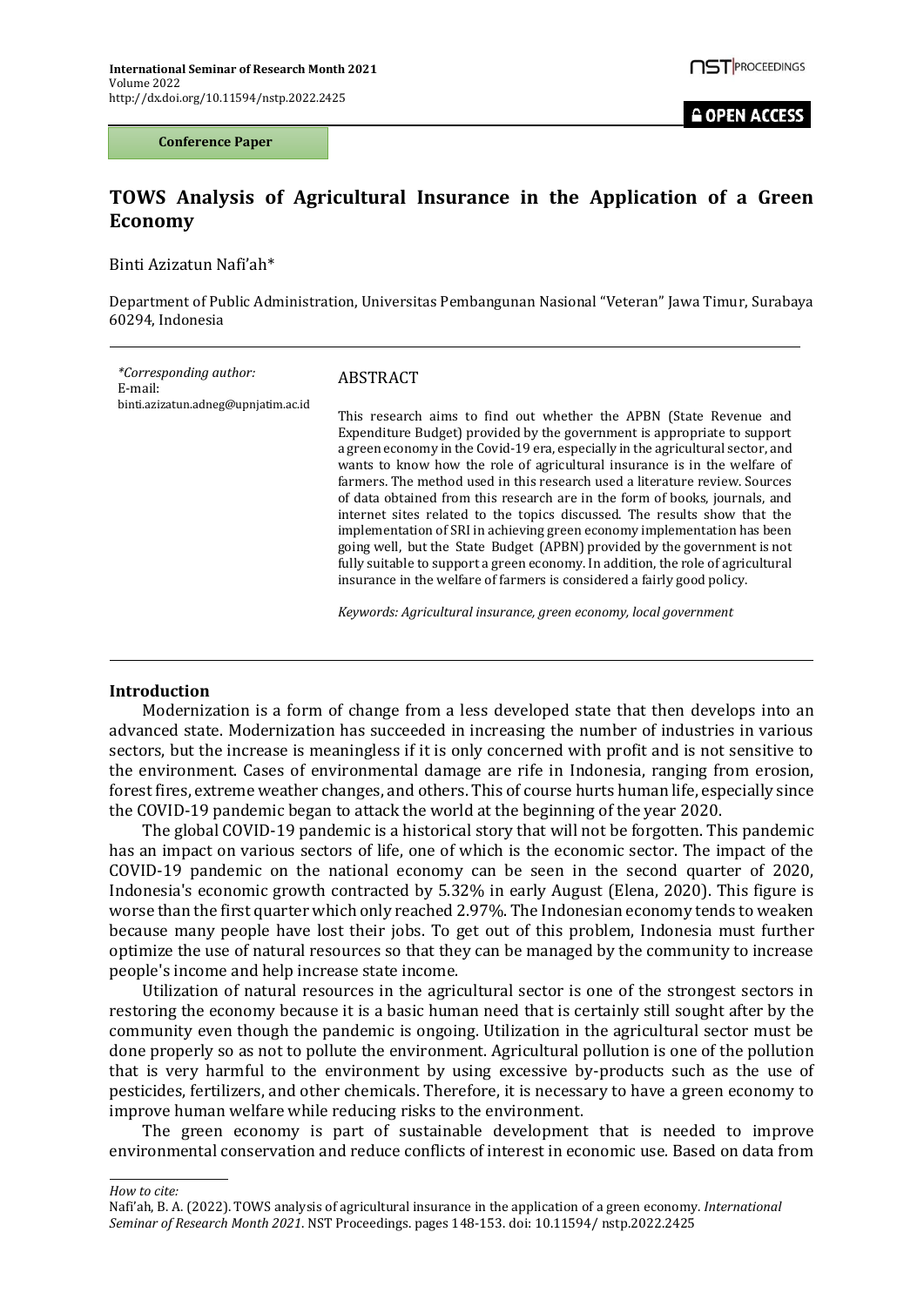Conference Paper

# TOWS Analysis of Agricultural Insurance in the Application of a Green Economy

Binti Azizatun Nafi'ah*

Department of Public Administration, Universitas Pembangunan Nasional "Veteran" Jawa Timur, Surabaya 60294, Indonesia

*\*Corresponding author:*
E-mail:
binti.azizatun.adneg@upnjatim.ac.id

## ABSTRACT

This research aims to find out whether the APBN (State Revenue and Expenditure Budget) provided by the government is appropriate to support a green economy in the Covid-19 era, especially in the agricultural sector, and wants to know how the role of agricultural insurance is in the welfare of farmers. The method used in this research used a literature review. Sources of data obtained from this research are in the form of books, journals, and internet sites related to the topics discussed. The results show that the implementation of SRI in achieving green economy implementation has been going well, but the State Budget (APBN) provided by the government is not fully suitable to support a green economy. In addition, the role of agricultural insurance in the welfare of farmers is considered a fairly good policy.

*Keywords: Agricultural insurance, green economy, local government*

## Introduction

Modernization is a form of change from a less developed state that then develops into an advanced state. Modernization has succeeded in increasing the number of industries in various sectors, but the increase is meaningless if it is only concerned with profit and is not sensitive to the environment. Cases of environmental damage are rife in Indonesia, ranging from erosion, forest fires, extreme weather changes, and others. This of course hurts human life, especially since the COVID-19 pandemic began to attack the world at the beginning of the year 2020.

The global COVID-19 pandemic is a historical story that will not be forgotten. This pandemic has an impact on various sectors of life, one of which is the economic sector. The impact of the COVID-19 pandemic on the national economy can be seen in the second quarter of 2020, Indonesia's economic growth contracted by 5.32% in early August (Elena, 2020). This figure is worse than the first quarter which only reached 2.97%. The Indonesian economy tends to weaken because many people have lost their jobs. To get out of this problem, Indonesia must further optimize the use of natural resources so that they can be managed by the community to increase people's income and help increase state income.

Utilization of natural resources in the agricultural sector is one of the strongest sectors in restoring the economy because it is a basic human need that is certainly still sought after by the community even though the pandemic is ongoing. Utilization in the agricultural sector must be done properly so as not to pollute the environment. Agricultural pollution is one of the pollution that is very harmful to the environment by using excessive by-products such as the use of pesticides, fertilizers, and other chemicals. Therefore, it is necessary to have a green economy to improve human welfare while reducing risks to the environment.

The green economy is part of sustainable development that is needed to improve environmental conservation and reduce conflicts of interest in economic use. Based on data from

*How to cite:*
Nafi'ah, B. A. (2022). TOWS analysis of agricultural insurance in the application of a green economy. *International Seminar of Research Month 2021*. NST Proceedings. pages 148-153. doi: 10.11594/ nstp.2022.2425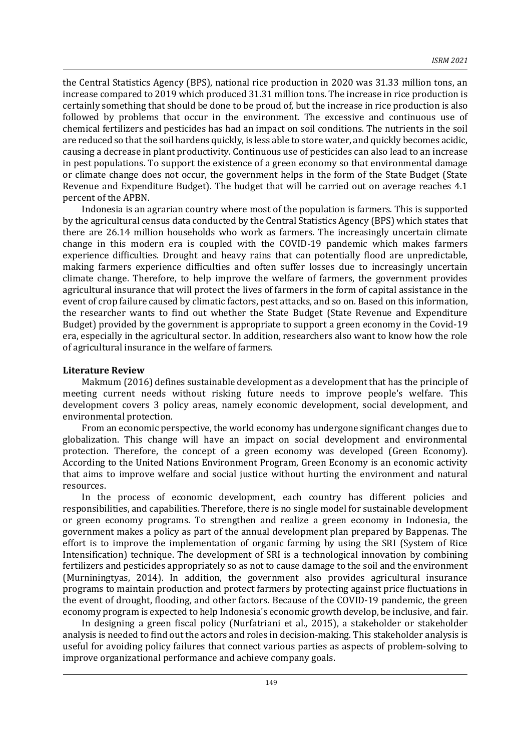the Central Statistics Agency (BPS), national rice production in 2020 was 31.33 million tons, an increase compared to 2019 which produced 31.31 million tons. The increase in rice production is certainly something that should be done to be proud of, but the increase in rice production is also followed by problems that occur in the environment. The excessive and continuous use of chemical fertilizers and pesticides has had an impact on soil conditions. The nutrients in the soil are reduced so that the soil hardens quickly, is less able to store water, and quickly becomes acidic, causing a decrease in plant productivity. Continuous use of pesticides can also lead to an increase in pest populations. To support the existence of a green economy so that environmental damage or climate change does not occur, the government helps in the form of the State Budget (State Revenue and Expenditure Budget). The budget that will be carried out on average reaches 4.1 percent of the APBN.

Indonesia is an agrarian country where most of the population is farmers. This is supported by the agricultural census data conducted by the Central Statistics Agency (BPS) which states that there are 26.14 million households who work as farmers. The increasingly uncertain climate change in this modern era is coupled with the COVID-19 pandemic which makes farmers experience difficulties. Drought and heavy rains that can potentially flood are unpredictable, making farmers experience difficulties and often suffer losses due to increasingly uncertain climate change. Therefore, to help improve the welfare of farmers, the government provides agricultural insurance that will protect the lives of farmers in the form of capital assistance in the event of crop failure caused by climatic factors, pest attacks, and so on. Based on this information, the researcher wants to find out whether the State Budget (State Revenue and Expenditure Budget) provided by the government is appropriate to support a green economy in the Covid-19 era, especially in the agricultural sector. In addition, researchers also want to know how the role of agricultural insurance in the welfare of farmers.

**Literature Review**

Makmum (2016) defines sustainable development as a development that has the principle of meeting current needs without risking future needs to improve people's welfare. This development covers 3 policy areas, namely economic development, social development, and environmental protection.

From an economic perspective, the world economy has undergone significant changes due to globalization. This change will have an impact on social development and environmental protection. Therefore, the concept of a green economy was developed (Green Economy). According to the United Nations Environment Program, Green Economy is an economic activity that aims to improve welfare and social justice without hurting the environment and natural resources.

In the process of economic development, each country has different policies and responsibilities, and capabilities. Therefore, there is no single model for sustainable development or green economy programs. To strengthen and realize a green economy in Indonesia, the government makes a policy as part of the annual development plan prepared by Bappenas. The effort is to improve the implementation of organic farming by using the SRI (System of Rice Intensification) technique. The development of SRI is a technological innovation by combining fertilizers and pesticides appropriately so as not to cause damage to the soil and the environment (Murniningtyas, 2014). In addition, the government also provides agricultural insurance programs to maintain production and protect farmers by protecting against price fluctuations in the event of drought, flooding, and other factors. Because of the COVID-19 pandemic, the green economy program is expected to help Indonesia's economic growth develop, be inclusive, and fair.

In designing a green fiscal policy (Nurfatriani et al., 2015), a stakeholder or stakeholder analysis is needed to find out the actors and roles in decision-making. This stakeholder analysis is useful for avoiding policy failures that connect various parties as aspects of problem-solving to improve organizational performance and achieve company goals.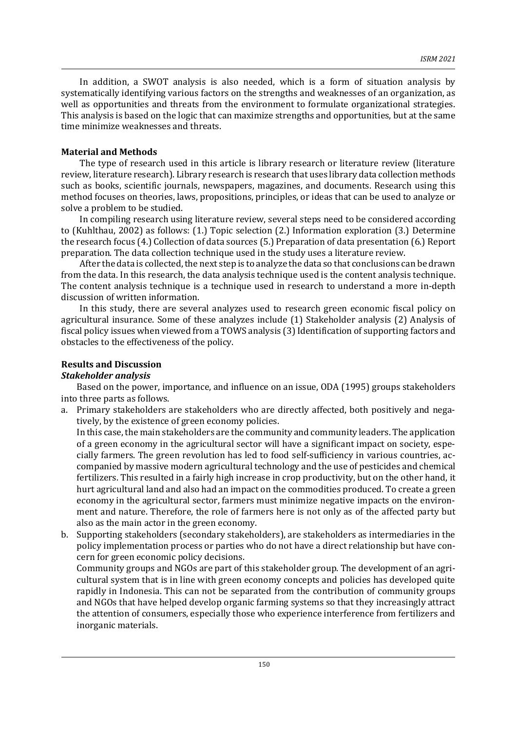In addition, a SWOT analysis is also needed, which is a form of situation analysis by systematically identifying various factors on the strengths and weaknesses of an organization, as well as opportunities and threats from the environment to formulate organizational strategies. This analysis is based on the logic that can maximize strengths and opportunities, but at the same time minimize weaknesses and threats.

**Material and Methods**

The type of research used in this article is library research or literature review (literature review, literature research). Library research is research that uses library data collection methods such as books, scientific journals, newspapers, magazines, and documents. Research using this method focuses on theories, laws, propositions, principles, or ideas that can be used to analyze or solve a problem to be studied.

In compiling research using literature review, several steps need to be considered according to (Kuhlthau, 2002) as follows: (1.) Topic selection (2.) Information exploration (3.) Determine the research focus (4.) Collection of data sources (5.) Preparation of data presentation (6.) Report preparation. The data collection technique used in the study uses a literature review.

After the data is collected, the next step is to analyze the data so that conclusions can be drawn from the data. In this research, the data analysis technique used is the content analysis technique. The content analysis technique is a technique used in research to understand a more in-depth discussion of written information.

In this study, there are several analyzes used to research green economic fiscal policy on agricultural insurance. Some of these analyzes include (1) Stakeholder analysis (2) Analysis of fiscal policy issues when viewed from a TOWS analysis (3) Identification of supporting factors and obstacles to the effectiveness of the policy.

**Results and Discussion**

***Stakeholder analysis***

Based on the power, importance, and influence on an issue, ODA (1995) groups stakeholders into three parts as follows.

a. Primary stakeholders are stakeholders who are directly affected, both positively and negatively, by the existence of green economy policies.

   In this case, the main stakeholders are the community and community leaders. The application of a green economy in the agricultural sector will have a significant impact on society, especially farmers. The green revolution has led to food self-sufficiency in various countries, accompanied by massive modern agricultural technology and the use of pesticides and chemical fertilizers. This resulted in a fairly high increase in crop productivity, but on the other hand, it hurt agricultural land and also had an impact on the commodities produced. To create a green economy in the agricultural sector, farmers must minimize negative impacts on the environment and nature. Therefore, the role of farmers here is not only as of the affected party but also as the main actor in the green economy.

b. Supporting stakeholders (secondary stakeholders), are stakeholders as intermediaries in the policy implementation process or parties who do not have a direct relationship but have concern for green economic policy decisions.

   Community groups and NGOs are part of this stakeholder group. The development of an agricultural system that is in line with green economy concepts and policies has developed quite rapidly in Indonesia. This can not be separated from the contribution of community groups and NGOs that have helped develop organic farming systems so that they increasingly attract the attention of consumers, especially those who experience interference from fertilizers and inorganic materials.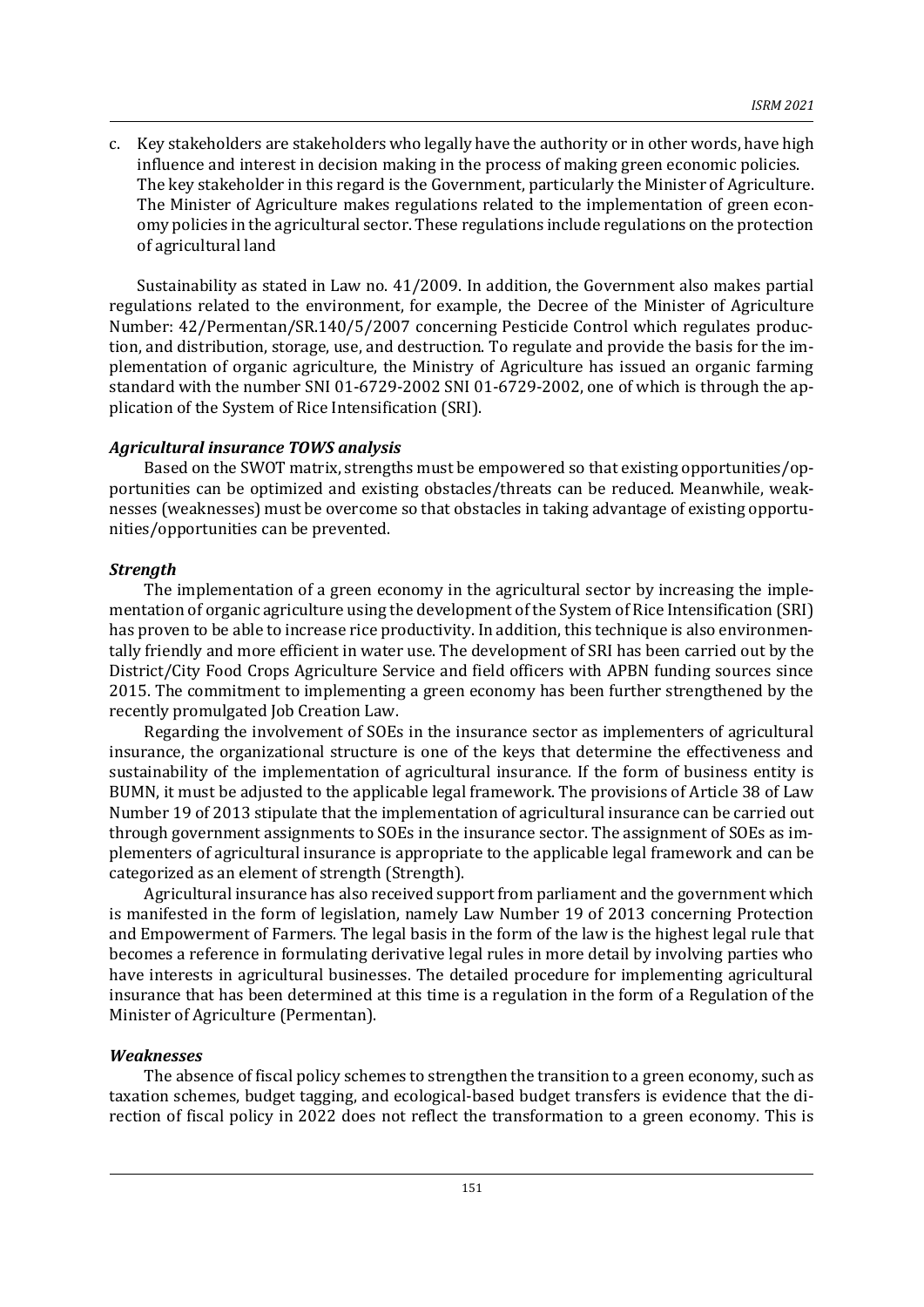c. Key stakeholders are stakeholders who legally have the authority or in other words, have high influence and interest in decision making in the process of making green economic policies. The key stakeholder in this regard is the Government, particularly the Minister of Agriculture. The Minister of Agriculture makes regulations related to the implementation of green economy policies in the agricultural sector. These regulations include regulations on the protection of agricultural land

Sustainability as stated in Law no. 41/2009. In addition, the Government also makes partial regulations related to the environment, for example, the Decree of the Minister of Agriculture Number: 42/Permentan/SR.140/5/2007 concerning Pesticide Control which regulates production, and distribution, storage, use, and destruction. To regulate and provide the basis for the implementation of organic agriculture, the Ministry of Agriculture has issued an organic farming standard with the number SNI 01-6729-2002 SNI 01-6729-2002, one of which is through the application of the System of Rice Intensification (SRI).

### *Agricultural insurance TOWS analysis*

Based on the SWOT matrix, strengths must be empowered so that existing opportunities/opportunities can be optimized and existing obstacles/threats can be reduced. Meanwhile, weaknesses (weaknesses) must be overcome so that obstacles in taking advantage of existing opportunities/opportunities can be prevented.

### *Strength*

The implementation of a green economy in the agricultural sector by increasing the implementation of organic agriculture using the development of the System of Rice Intensification (SRI) has proven to be able to increase rice productivity. In addition, this technique is also environmentally friendly and more efficient in water use. The development of SRI has been carried out by the District/City Food Crops Agriculture Service and field officers with APBN funding sources since 2015. The commitment to implementing a green economy has been further strengthened by the recently promulgated Job Creation Law.

Regarding the involvement of SOEs in the insurance sector as implementers of agricultural insurance, the organizational structure is one of the keys that determine the effectiveness and sustainability of the implementation of agricultural insurance. If the form of business entity is BUMN, it must be adjusted to the applicable legal framework. The provisions of Article 38 of Law Number 19 of 2013 stipulate that the implementation of agricultural insurance can be carried out through government assignments to SOEs in the insurance sector. The assignment of SOEs as implementers of agricultural insurance is appropriate to the applicable legal framework and can be categorized as an element of strength (Strength).

Agricultural insurance has also received support from parliament and the government which is manifested in the form of legislation, namely Law Number 19 of 2013 concerning Protection and Empowerment of Farmers. The legal basis in the form of the law is the highest legal rule that becomes a reference in formulating derivative legal rules in more detail by involving parties who have interests in agricultural businesses. The detailed procedure for implementing agricultural insurance that has been determined at this time is a regulation in the form of a Regulation of the Minister of Agriculture (Permentan).

### *Weaknesses*

The absence of fiscal policy schemes to strengthen the transition to a green economy, such as taxation schemes, budget tagging, and ecological-based budget transfers is evidence that the direction of fiscal policy in 2022 does not reflect the transformation to a green economy. This is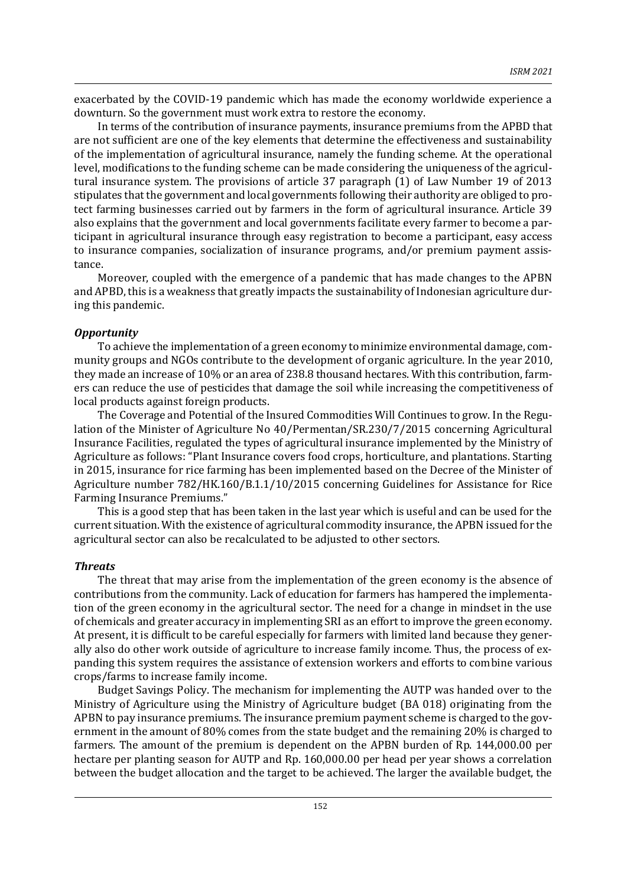exacerbated by the COVID-19 pandemic which has made the economy worldwide experience a downturn. So the government must work extra to restore the economy.

In terms of the contribution of insurance payments, insurance premiums from the APBD that are not sufficient are one of the key elements that determine the effectiveness and sustainability of the implementation of agricultural insurance, namely the funding scheme. At the operational level, modifications to the funding scheme can be made considering the uniqueness of the agricultural insurance system. The provisions of article 37 paragraph (1) of Law Number 19 of 2013 stipulates that the government and local governments following their authority are obliged to protect farming businesses carried out by farmers in the form of agricultural insurance. Article 39 also explains that the government and local governments facilitate every farmer to become a participant in agricultural insurance through easy registration to become a participant, easy access to insurance companies, socialization of insurance programs, and/or premium payment assistance.

Moreover, coupled with the emergence of a pandemic that has made changes to the APBN and APBD, this is a weakness that greatly impacts the sustainability of Indonesian agriculture during this pandemic.

### *Opportunity*

To achieve the implementation of a green economy to minimize environmental damage, community groups and NGOs contribute to the development of organic agriculture. In the year 2010, they made an increase of 10% or an area of 238.8 thousand hectares. With this contribution, farmers can reduce the use of pesticides that damage the soil while increasing the competitiveness of local products against foreign products.

The Coverage and Potential of the Insured Commodities Will Continues to grow. In the Regulation of the Minister of Agriculture No 40/Permentan/SR.230/7/2015 concerning Agricultural Insurance Facilities, regulated the types of agricultural insurance implemented by the Ministry of Agriculture as follows: "Plant Insurance covers food crops, horticulture, and plantations. Starting in 2015, insurance for rice farming has been implemented based on the Decree of the Minister of Agriculture number 782/HK.160/B.1.1/10/2015 concerning Guidelines for Assistance for Rice Farming Insurance Premiums."

This is a good step that has been taken in the last year which is useful and can be used for the current situation. With the existence of agricultural commodity insurance, the APBN issued for the agricultural sector can also be recalculated to be adjusted to other sectors.

### *Threats*

The threat that may arise from the implementation of the green economy is the absence of contributions from the community. Lack of education for farmers has hampered the implementation of the green economy in the agricultural sector. The need for a change in mindset in the use of chemicals and greater accuracy in implementing SRI as an effort to improve the green economy. At present, it is difficult to be careful especially for farmers with limited land because they generally also do other work outside of agriculture to increase family income. Thus, the process of expanding this system requires the assistance of extension workers and efforts to combine various crops/farms to increase family income.

Budget Savings Policy. The mechanism for implementing the AUTP was handed over to the Ministry of Agriculture using the Ministry of Agriculture budget (BA 018) originating from the APBN to pay insurance premiums. The insurance premium payment scheme is charged to the government in the amount of 80% comes from the state budget and the remaining 20% is charged to farmers. The amount of the premium is dependent on the APBN burden of Rp. 144,000.00 per hectare per planting season for AUTP and Rp. 160,000.00 per head per year shows a correlation between the budget allocation and the target to be achieved. The larger the available budget, the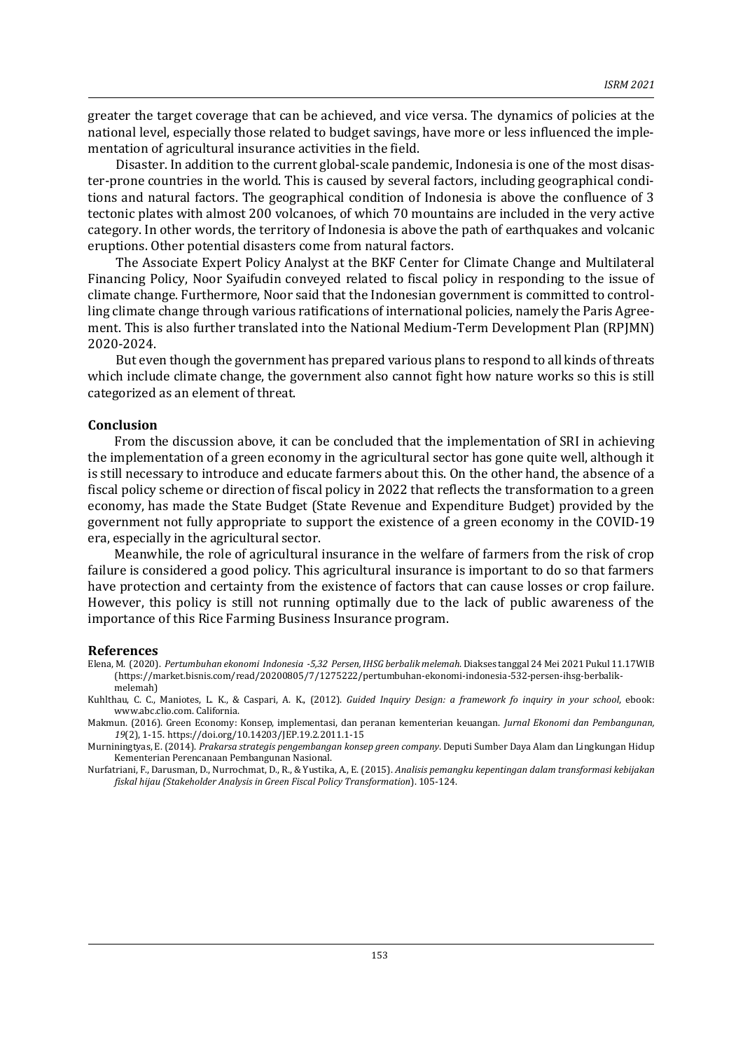greater the target coverage that can be achieved, and vice versa. The dynamics of policies at the national level, especially those related to budget savings, have more or less influenced the implementation of agricultural insurance activities in the field.

Disaster. In addition to the current global-scale pandemic, Indonesia is one of the most disaster-prone countries in the world. This is caused by several factors, including geographical conditions and natural factors. The geographical condition of Indonesia is above the confluence of 3 tectonic plates with almost 200 volcanoes, of which 70 mountains are included in the very active category. In other words, the territory of Indonesia is above the path of earthquakes and volcanic eruptions. Other potential disasters come from natural factors.

The Associate Expert Policy Analyst at the BKF Center for Climate Change and Multilateral Financing Policy, Noor Syaifudin conveyed related to fiscal policy in responding to the issue of climate change. Furthermore, Noor said that the Indonesian government is committed to controlling climate change through various ratifications of international policies, namely the Paris Agreement. This is also further translated into the National Medium-Term Development Plan (RPJMN) 2020-2024.

But even though the government has prepared various plans to respond to all kinds of threats which include climate change, the government also cannot fight how nature works so this is still categorized as an element of threat.

## Conclusion

From the discussion above, it can be concluded that the implementation of SRI in achieving the implementation of a green economy in the agricultural sector has gone quite well, although it is still necessary to introduce and educate farmers about this. On the other hand, the absence of a fiscal policy scheme or direction of fiscal policy in 2022 that reflects the transformation to a green economy, has made the State Budget (State Revenue and Expenditure Budget) provided by the government not fully appropriate to support the existence of a green economy in the COVID-19 era, especially in the agricultural sector.

Meanwhile, the role of agricultural insurance in the welfare of farmers from the risk of crop failure is considered a good policy. This agricultural insurance is important to do so that farmers have protection and certainty from the existence of factors that can cause losses or crop failure. However, this policy is still not running optimally due to the lack of public awareness of the importance of this Rice Farming Business Insurance program.

## References

Elena, M. (2020). *Pertumbuhan ekonomi Indonesia -5,32 Persen, IHSG berbalik melemah*. Diakses tanggal 24 Mei 2021 Pukul 11.17WIB (https://market.bisnis.com/read/20200805/7/1275222/pertumbuhan-ekonomi-indonesia-532-persen-ihsg-berbalik-melemah)

Kuhlthau, C. C., Maniotes, L. K., & Caspari, A. K., (2012). *Guided Inquiry Design: a framework fo inquiry in your school*, ebook: www.abc.clio.com. California.

Makmun. (2016). Green Economy: Konsep, implementasi, dan peranan kementerian keuangan. *Jurnal Ekonomi dan Pembangunan, 19*(2), 1-15. https://doi.org/10.14203/JEP.19.2.2011.1-15

Murniningtyas, E. (2014). *Prakarsa strategis pengembangan konsep green company*. Deputi Sumber Daya Alam dan Lingkungan Hidup Kementerian Perencanaan Pembangunan Nasional.

Nurfatriani, F., Darusman, D., Nurrochmat, D., R., & Yustika, A., E. (2015). *Analisis pemangku kepentingan dalam transformasi kebijakan fiskal hijau (Stakeholder Analysis in Green Fiscal Policy Transformation*). 105-124.